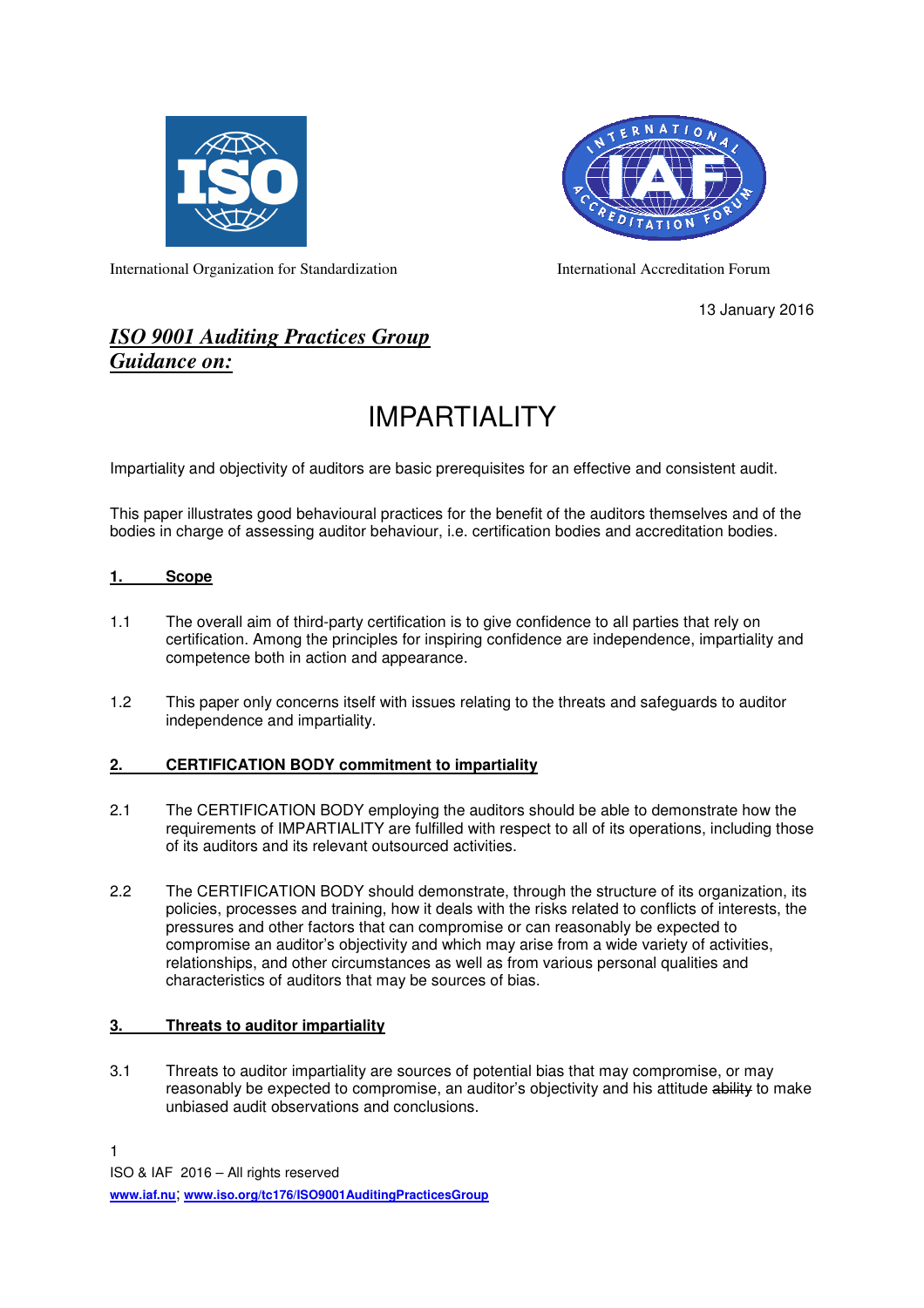International Organization for Standardization

International Accreditation Forum

13 January 2016

***ISO 9001 Auditing Practices Group***
***Guidance on:***

# IMPARTIALITY

Impartiality and objectivity of auditors are basic prerequisites for an effective and consistent audit.

This paper illustrates good behavioural practices for the benefit of the auditors themselves and of the bodies in charge of assessing auditor behaviour, i.e. certification bodies and accreditation bodies.

## 1. Scope

1.1 The overall aim of third-party certification is to give confidence to all parties that rely on certification. Among the principles for inspiring confidence are independence, impartiality and competence both in action and appearance.

1.2 This paper only concerns itself with issues relating to the threats and safeguards to auditor independence and impartiality.

## 2. CERTIFICATION BODY commitment to impartiality

2.1 The CERTIFICATION BODY employing the auditors should be able to demonstrate how the requirements of IMPARTIALITY are fulfilled with respect to all of its operations, including those of its auditors and its relevant outsourced activities.

2.2 The CERTIFICATION BODY should demonstrate, through the structure of its organization, its policies, processes and training, how it deals with the risks related to conflicts of interests, the pressures and other factors that can compromise or can reasonably be expected to compromise an auditor's objectivity and which may arise from a wide variety of activities, relationships, and other circumstances as well as from various personal qualities and characteristics of auditors that may be sources of bias.

## 3. Threats to auditor impartiality

3.1 Threats to auditor impartiality are sources of potential bias that may compromise, or may reasonably be expected to compromise, an auditor's objectivity and his attitude ~~ability~~ to make unbiased audit observations and conclusions.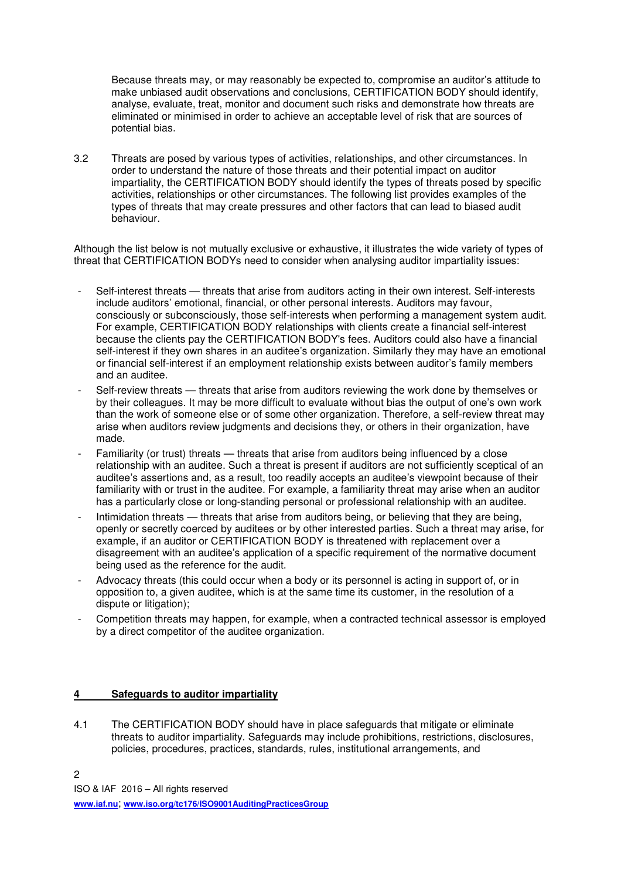Because threats may, or may reasonably be expected to, compromise an auditor's attitude to make unbiased audit observations and conclusions, CERTIFICATION BODY should identify, analyse, evaluate, treat, monitor and document such risks and demonstrate how threats are eliminated or minimised in order to achieve an acceptable level of risk that are sources of potential bias.

3.2 Threats are posed by various types of activities, relationships, and other circumstances. In order to understand the nature of those threats and their potential impact on auditor impartiality, the CERTIFICATION BODY should identify the types of threats posed by specific activities, relationships or other circumstances. The following list provides examples of the types of threats that may create pressures and other factors that can lead to biased audit behaviour.

Although the list below is not mutually exclusive or exhaustive, it illustrates the wide variety of types of threat that CERTIFICATION BODYs need to consider when analysing auditor impartiality issues:

- Self-interest threats — threats that arise from auditors acting in their own interest. Self-interests include auditors' emotional, financial, or other personal interests. Auditors may favour, consciously or subconsciously, those self-interests when performing a management system audit. For example, CERTIFICATION BODY relationships with clients create a financial self-interest because the clients pay the CERTIFICATION BODY's fees. Auditors could also have a financial self-interest if they own shares in an auditee's organization. Similarly they may have an emotional or financial self-interest if an employment relationship exists between auditor's family members and an auditee.
- Self-review threats — threats that arise from auditors reviewing the work done by themselves or by their colleagues. It may be more difficult to evaluate without bias the output of one's own work than the work of someone else or of some other organization. Therefore, a self-review threat may arise when auditors review judgments and decisions they, or others in their organization, have made.
- Familiarity (or trust) threats — threats that arise from auditors being influenced by a close relationship with an auditee. Such a threat is present if auditors are not sufficiently sceptical of an auditee's assertions and, as a result, too readily accepts an auditee's viewpoint because of their familiarity with or trust in the auditee. For example, a familiarity threat may arise when an auditor has a particularly close or long-standing personal or professional relationship with an auditee.
- Intimidation threats — threats that arise from auditors being, or believing that they are being, openly or secretly coerced by auditees or by other interested parties. Such a threat may arise, for example, if an auditor or CERTIFICATION BODY is threatened with replacement over a disagreement with an auditee's application of a specific requirement of the normative document being used as the reference for the audit.
- Advocacy threats (this could occur when a body or its personnel is acting in support of, or in opposition to, a given auditee, which is at the same time its customer, in the resolution of a dispute or litigation);
- Competition threats may happen, for example, when a contracted technical assessor is employed by a direct competitor of the auditee organization.

## 4 Safeguards to auditor impartiality

4.1 The CERTIFICATION BODY should have in place safeguards that mitigate or eliminate threats to auditor impartiality. Safeguards may include prohibitions, restrictions, disclosures, policies, procedures, practices, standards, rules, institutional arrangements, and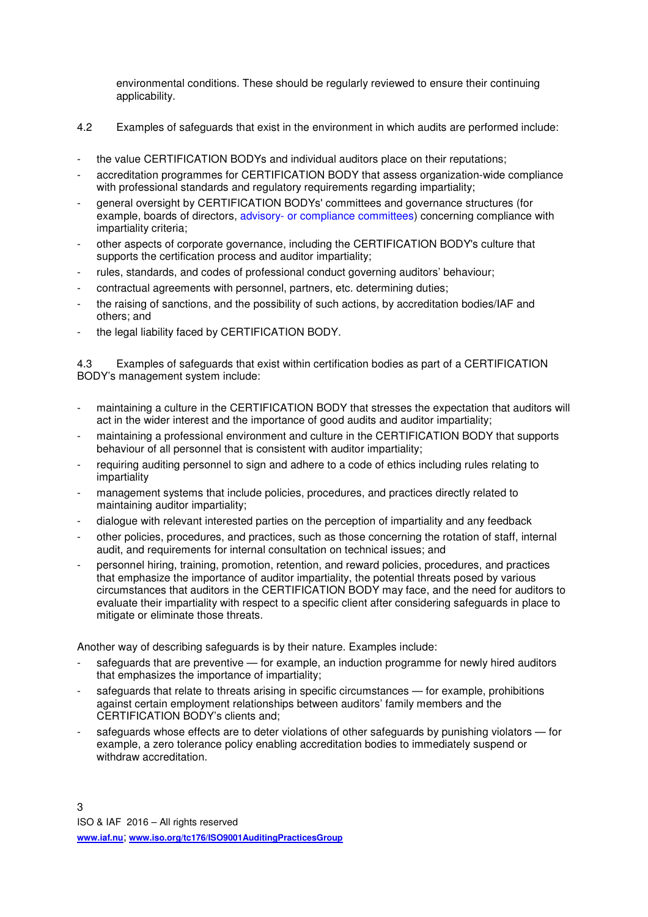environmental conditions. These should be regularly reviewed to ensure their continuing applicability.

4.2 Examples of safeguards that exist in the environment in which audits are performed include:

- the value CERTIFICATION BODYs and individual auditors place on their reputations;
- accreditation programmes for CERTIFICATION BODY that assess organization-wide compliance with professional standards and regulatory requirements regarding impartiality;
- general oversight by CERTIFICATION BODYs' committees and governance structures (for example, boards of directors, advisory- or compliance committees) concerning compliance with impartiality criteria;
- other aspects of corporate governance, including the CERTIFICATION BODY's culture that supports the certification process and auditor impartiality;
- rules, standards, and codes of professional conduct governing auditors' behaviour;
- contractual agreements with personnel, partners, etc. determining duties;
- the raising of sanctions, and the possibility of such actions, by accreditation bodies/IAF and others; and
- the legal liability faced by CERTIFICATION BODY.

4.3 Examples of safeguards that exist within certification bodies as part of a CERTIFICATION BODY's management system include:

- maintaining a culture in the CERTIFICATION BODY that stresses the expectation that auditors will act in the wider interest and the importance of good audits and auditor impartiality;
- maintaining a professional environment and culture in the CERTIFICATION BODY that supports behaviour of all personnel that is consistent with auditor impartiality;
- requiring auditing personnel to sign and adhere to a code of ethics including rules relating to impartiality
- management systems that include policies, procedures, and practices directly related to maintaining auditor impartiality;
- dialogue with relevant interested parties on the perception of impartiality and any feedback
- other policies, procedures, and practices, such as those concerning the rotation of staff, internal audit, and requirements for internal consultation on technical issues; and
- personnel hiring, training, promotion, retention, and reward policies, procedures, and practices that emphasize the importance of auditor impartiality, the potential threats posed by various circumstances that auditors in the CERTIFICATION BODY may face, and the need for auditors to evaluate their impartiality with respect to a specific client after considering safeguards in place to mitigate or eliminate those threats.

Another way of describing safeguards is by their nature. Examples include:

- safeguards that are preventive — for example, an induction programme for newly hired auditors that emphasizes the importance of impartiality;
- safeguards that relate to threats arising in specific circumstances — for example, prohibitions against certain employment relationships between auditors' family members and the CERTIFICATION BODY's clients and;
- safeguards whose effects are to deter violations of other safeguards by punishing violators — for example, a zero tolerance policy enabling accreditation bodies to immediately suspend or withdraw accreditation.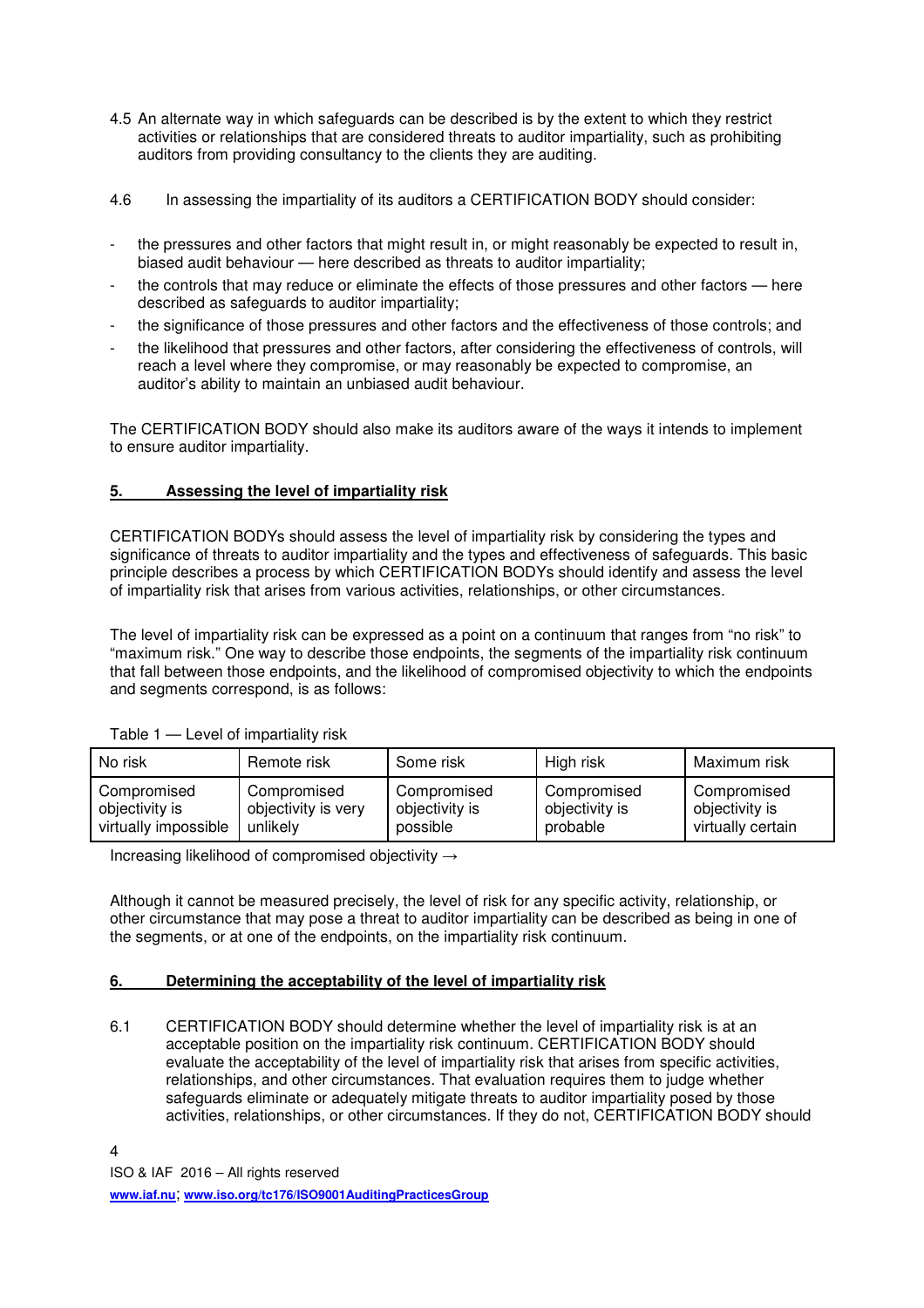4.5 An alternate way in which safeguards can be described is by the extent to which they restrict activities or relationships that are considered threats to auditor impartiality, such as prohibiting auditors from providing consultancy to the clients they are auditing.

4.6 In assessing the impartiality of its auditors a CERTIFICATION BODY should consider:

- the pressures and other factors that might result in, or might reasonably be expected to result in, biased audit behaviour — here described as threats to auditor impartiality;
- the controls that may reduce or eliminate the effects of those pressures and other factors — here described as safeguards to auditor impartiality;
- the significance of those pressures and other factors and the effectiveness of those controls; and
- the likelihood that pressures and other factors, after considering the effectiveness of controls, will reach a level where they compromise, or may reasonably be expected to compromise, an auditor's ability to maintain an unbiased audit behaviour.

The CERTIFICATION BODY should also make its auditors aware of the ways it intends to implement to ensure auditor impartiality.

## 5. Assessing the level of impartiality risk

CERTIFICATION BODYs should assess the level of impartiality risk by considering the types and significance of threats to auditor impartiality and the types and effectiveness of safeguards. This basic principle describes a process by which CERTIFICATION BODYs should identify and assess the level of impartiality risk that arises from various activities, relationships, or other circumstances.

The level of impartiality risk can be expressed as a point on a continuum that ranges from "no risk" to "maximum risk." One way to describe those endpoints, the segments of the impartiality risk continuum that fall between those endpoints, and the likelihood of compromised objectivity to which the endpoints and segments correspond, is as follows:

Table 1 — Level of impartiality risk

| No risk | Remote risk | Some risk | High risk | Maximum risk |
|---|---|---|---|---|
| Compromised objectivity is virtually impossible | Compromised objectivity is very unlikely | Compromised objectivity is possible | Compromised objectivity is probable | Compromised objectivity is virtually certain |

Increasing likelihood of compromised objectivity →

Although it cannot be measured precisely, the level of risk for any specific activity, relationship, or other circumstance that may pose a threat to auditor impartiality can be described as being in one of the segments, or at one of the endpoints, on the impartiality risk continuum.

## 6. Determining the acceptability of the level of impartiality risk

6.1 CERTIFICATION BODY should determine whether the level of impartiality risk is at an acceptable position on the impartiality risk continuum. CERTIFICATION BODY should evaluate the acceptability of the level of impartiality risk that arises from specific activities, relationships, and other circumstances. That evaluation requires them to judge whether safeguards eliminate or adequately mitigate threats to auditor impartiality posed by those activities, relationships, or other circumstances. If they do not, CERTIFICATION BODY should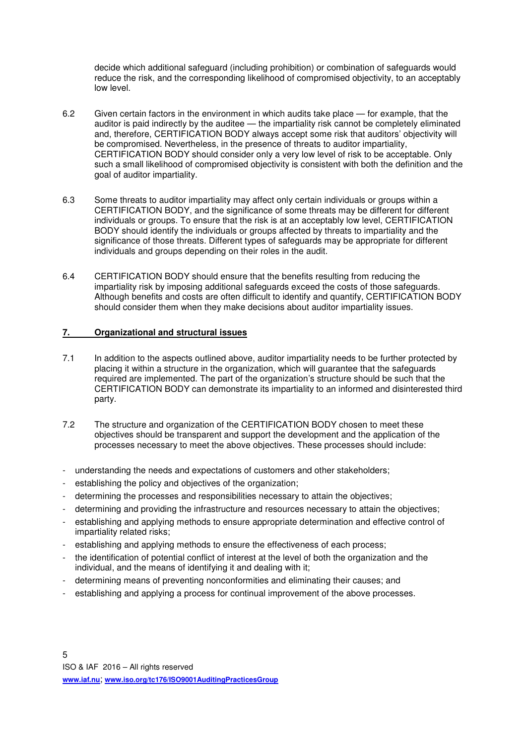decide which additional safeguard (including prohibition) or combination of safeguards would reduce the risk, and the corresponding likelihood of compromised objectivity, to an acceptably low level.

6.2 Given certain factors in the environment in which audits take place — for example, that the auditor is paid indirectly by the auditee — the impartiality risk cannot be completely eliminated and, therefore, CERTIFICATION BODY always accept some risk that auditors' objectivity will be compromised. Nevertheless, in the presence of threats to auditor impartiality, CERTIFICATION BODY should consider only a very low level of risk to be acceptable. Only such a small likelihood of compromised objectivity is consistent with both the definition and the goal of auditor impartiality.

6.3 Some threats to auditor impartiality may affect only certain individuals or groups within a CERTIFICATION BODY, and the significance of some threats may be different for different individuals or groups. To ensure that the risk is at an acceptably low level, CERTIFICATION BODY should identify the individuals or groups affected by threats to impartiality and the significance of those threats. Different types of safeguards may be appropriate for different individuals and groups depending on their roles in the audit.

6.4 CERTIFICATION BODY should ensure that the benefits resulting from reducing the impartiality risk by imposing additional safeguards exceed the costs of those safeguards. Although benefits and costs are often difficult to identify and quantify, CERTIFICATION BODY should consider them when they make decisions about auditor impartiality issues.

## 7. Organizational and structural issues

7.1 In addition to the aspects outlined above, auditor impartiality needs to be further protected by placing it within a structure in the organization, which will guarantee that the safeguards required are implemented. The part of the organization's structure should be such that the CERTIFICATION BODY can demonstrate its impartiality to an informed and disinterested third party.

7.2 The structure and organization of the CERTIFICATION BODY chosen to meet these objectives should be transparent and support the development and the application of the processes necessary to meet the above objectives. These processes should include:

- understanding the needs and expectations of customers and other stakeholders;
- establishing the policy and objectives of the organization;
- determining the processes and responsibilities necessary to attain the objectives;
- determining and providing the infrastructure and resources necessary to attain the objectives;
- establishing and applying methods to ensure appropriate determination and effective control of impartiality related risks;
- establishing and applying methods to ensure the effectiveness of each process;
- the identification of potential conflict of interest at the level of both the organization and the individual, and the means of identifying it and dealing with it;
- determining means of preventing nonconformities and eliminating their causes; and
- establishing and applying a process for continual improvement of the above processes.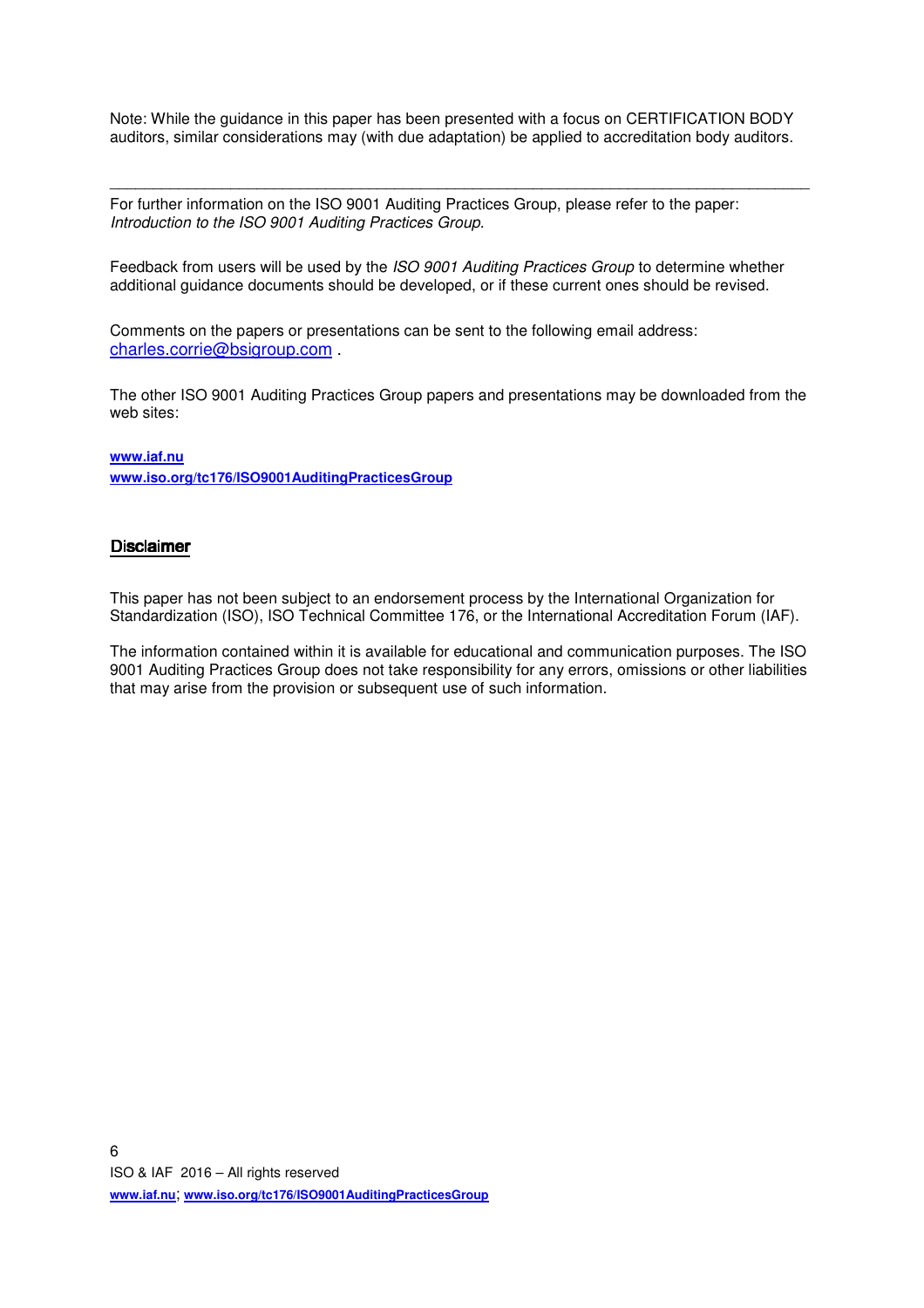Note: While the guidance in this paper has been presented with a focus on CERTIFICATION BODY auditors, similar considerations may (with due adaptation) be applied to accreditation body auditors.

---

For further information on the ISO 9001 Auditing Practices Group, please refer to the paper: *Introduction to the ISO 9001 Auditing Practices Group.*

Feedback from users will be used by the *ISO 9001 Auditing Practices Group* to determine whether additional guidance documents should be developed, or if these current ones should be revised.

Comments on the papers or presentations can be sent to the following email address: charles.corrie@bsigroup.com .

The other ISO 9001 Auditing Practices Group papers and presentations may be downloaded from the web sites:

**www.iaf.nu**
**www.iso.org/tc176/ISO9001AuditingPracticesGroup**

## Disclaimer

This paper has not been subject to an endorsement process by the International Organization for Standardization (ISO), ISO Technical Committee 176, or the International Accreditation Forum (IAF).

The information contained within it is available for educational and communication purposes. The ISO 9001 Auditing Practices Group does not take responsibility for any errors, omissions or other liabilities that may arise from the provision or subsequent use of such information.